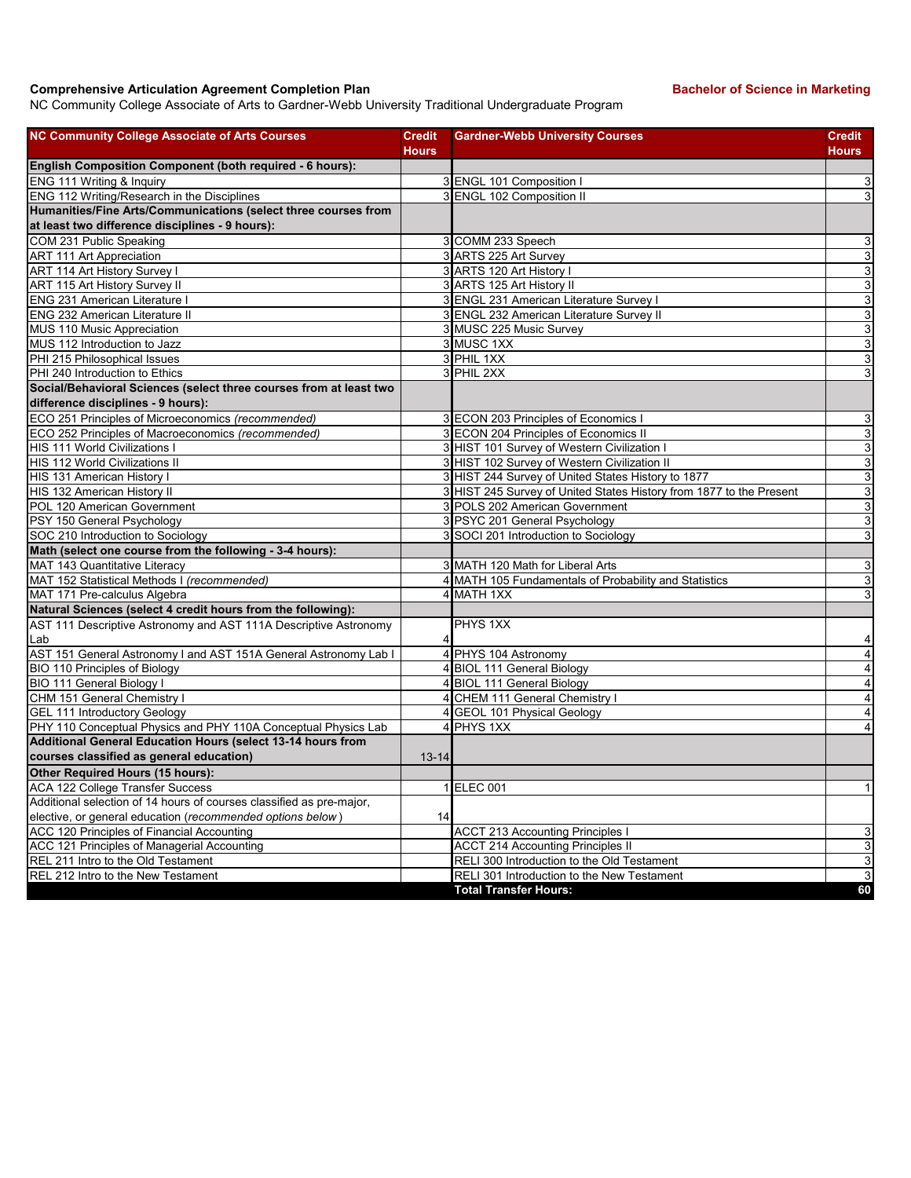**Comprehensive Articulation Agreement Completion Plan** **Bachelor of Science in Marketing**

NC Community College Associate of Arts to Gardner-Webb University Traditional Undergraduate Program

| NC Community College Associate of Arts Courses | Credit Hours | Gardner-Webb University Courses | Credit Hours |
|---|---|---|---|
| **English Composition Component (both required - 6 hours):** | | | |
| ENG 111 Writing & Inquiry | 3 | ENGL 101 Composition I | 3 |
| ENG 112 Writing/Research in the Disciplines | 3 | ENGL 102 Composition II | 3 |
| **Humanities/Fine Arts/Communications (select three courses from at least two difference disciplines - 9 hours):** | | | |
| COM 231 Public Speaking | 3 | COMM 233 Speech | 3 |
| ART 111 Art Appreciation | 3 | ARTS 225 Art Survey | 3 |
| ART 114 Art History Survey I | 3 | ARTS 120 Art History I | 3 |
| ART 115 Art History Survey II | 3 | ARTS 125 Art History II | 3 |
| ENG 231 American Literature I | 3 | ENGL 231 American Literature Survey I | 3 |
| ENG 232 American Literature II | 3 | ENGL 232 American Literature Survey II | 3 |
| MUS 110 Music Appreciation | 3 | MUSC 225 Music Survey | 3 |
| MUS 112 Introduction to Jazz | 3 | MUSC 1XX | 3 |
| PHI 215 Philosophical Issues | 3 | PHIL 1XX | 3 |
| PHI 240 Introduction to Ethics | 3 | PHIL 2XX | 3 |
| **Social/Behavioral Sciences (select three courses from at least two difference disciplines - 9 hours):** | | | |
| ECO 251 Principles of Microeconomics *(recommended)* | 3 | ECON 203 Principles of Economics I | 3 |
| ECO 252 Principles of Macroeconomics *(recommended)* | 3 | ECON 204 Principles of Economics II | 3 |
| HIS 111 World Civilizations I | 3 | HIST 101 Survey of Western Civilization I | 3 |
| HIS 112 World Civilizations II | 3 | HIST 102 Survey of Western Civilization II | 3 |
| HIS 131 American History I | 3 | HIST 244 Survey of United States History to 1877 | 3 |
| HIS 132 American History II | 3 | HIST 245 Survey of United States History from 1877 to the Present | 3 |
| POL 120 American Government | 3 | POLS 202 American Government | 3 |
| PSY 150 General Psychology | 3 | PSYC 201 General Psychology | 3 |
| SOC 210 Introduction to Sociology | 3 | SOCI 201 Introduction to Sociology | 3 |
| **Math (select one course from the following - 3-4 hours):** | | | |
| MAT 143 Quantitative Literacy | 3 | MATH 120 Math for Liberal Arts | 3 |
| MAT 152 Statistical Methods I *(recommended)* | 4 | MATH 105 Fundamentals of Probability and Statistics | 3 |
| MAT 171 Pre-calculus Algebra | 4 | MATH 1XX | 3 |
| **Natural Sciences (select 4 credit hours from the following):** | | | |
| AST 111 Descriptive Astronomy and AST 111A Descriptive Astronomy Lab | 4 | PHYS 1XX | 4 |
| AST 151 General Astronomy I and AST 151A General Astronomy Lab I | 4 | PHYS 104 Astronomy | 4 |
| BIO 110 Principles of Biology | 4 | BIOL 111 General Biology | 4 |
| BIO 111 General Biology I | 4 | BIOL 111 General Biology | 4 |
| CHM 151 General Chemistry I | 4 | CHEM 111 General Chemistry I | 4 |
| GEL 111 Introductory Geology | 4 | GEOL 101 Physical Geology | 4 |
| PHY 110 Conceptual Physics and PHY 110A Conceptual Physics Lab | 4 | PHYS 1XX | 4 |
| **Additional General Education Hours (select 13-14 hours from courses classified as general education)** | 13-14 | | |
| **Other Required Hours (15 hours):** | | | |
| ACA 122 College Transfer Success | 1 | ELEC 001 | 1 |
| Additional selection of 14 hours of courses classified as pre-major, elective, or general education (*recommended options below*) | 14 | | |
| ACC 120 Principles of Financial Accounting | | ACCT 213 Accounting Principles I | 3 |
| ACC 121 Principles of Managerial Accounting | | ACCT 214 Accounting Principles II | 3 |
| REL 211 Intro to the Old Testament | | RELI 300 Introduction to the Old Testament | 3 |
| REL 212 Intro to the New Testament | | RELI 301 Introduction to the New Testament | 3 |
| | | **Total Transfer Hours:** | **60** |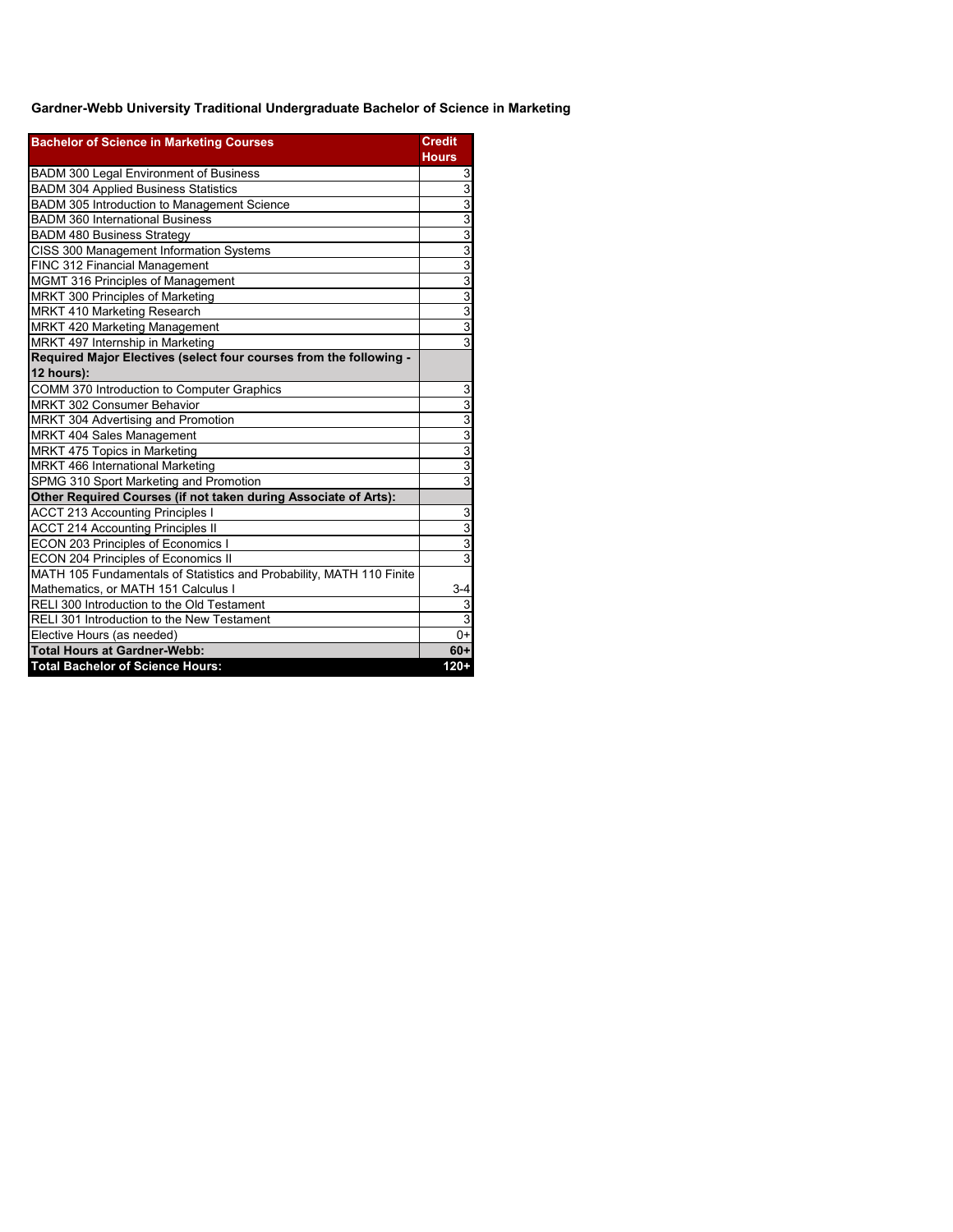**Gardner-Webb University Traditional Undergraduate Bachelor of Science in Marketing**

| Bachelor of Science in Marketing Courses | Credit Hours |
|---|---|
| BADM 300 Legal Environment of Business | 3 |
| BADM 304 Applied Business Statistics | 3 |
| BADM 305 Introduction to Management Science | 3 |
| BADM 360 International Business | 3 |
| BADM 480 Business Strategy | 3 |
| CISS 300 Management Information Systems | 3 |
| FINC 312 Financial Management | 3 |
| MGMT 316 Principles of Management | 3 |
| MRKT 300 Principles of Marketing | 3 |
| MRKT 410 Marketing Research | 3 |
| MRKT 420 Marketing Management | 3 |
| MRKT 497 Internship in Marketing | 3 |
| **Required Major Electives (select four courses from the following - 12 hours):** | |
| COMM 370 Introduction to Computer Graphics | 3 |
| MRKT 302 Consumer Behavior | 3 |
| MRKT 304 Advertising and Promotion | 3 |
| MRKT 404 Sales Management | 3 |
| MRKT 475 Topics in Marketing | 3 |
| MRKT 466 International Marketing | 3 |
| SPMG 310 Sport Marketing and Promotion | 3 |
| **Other Required Courses (if not taken during Associate of Arts):** | |
| ACCT 213 Accounting Principles I | 3 |
| ACCT 214 Accounting Principles II | 3 |
| ECON 203 Principles of Economics I | 3 |
| ECON 204 Principles of Economics II | 3 |
| MATH 105 Fundamentals of Statistics and Probability, MATH 110 Finite Mathematics, or MATH 151 Calculus I | 3-4 |
| RELI 300 Introduction to the Old Testament | 3 |
| RELI 301 Introduction to the New Testament | 3 |
| Elective Hours (as needed) | 0+ |
| **Total Hours at Gardner-Webb:** | **60+** |
| **Total Bachelor of Science Hours:** | **120+** |